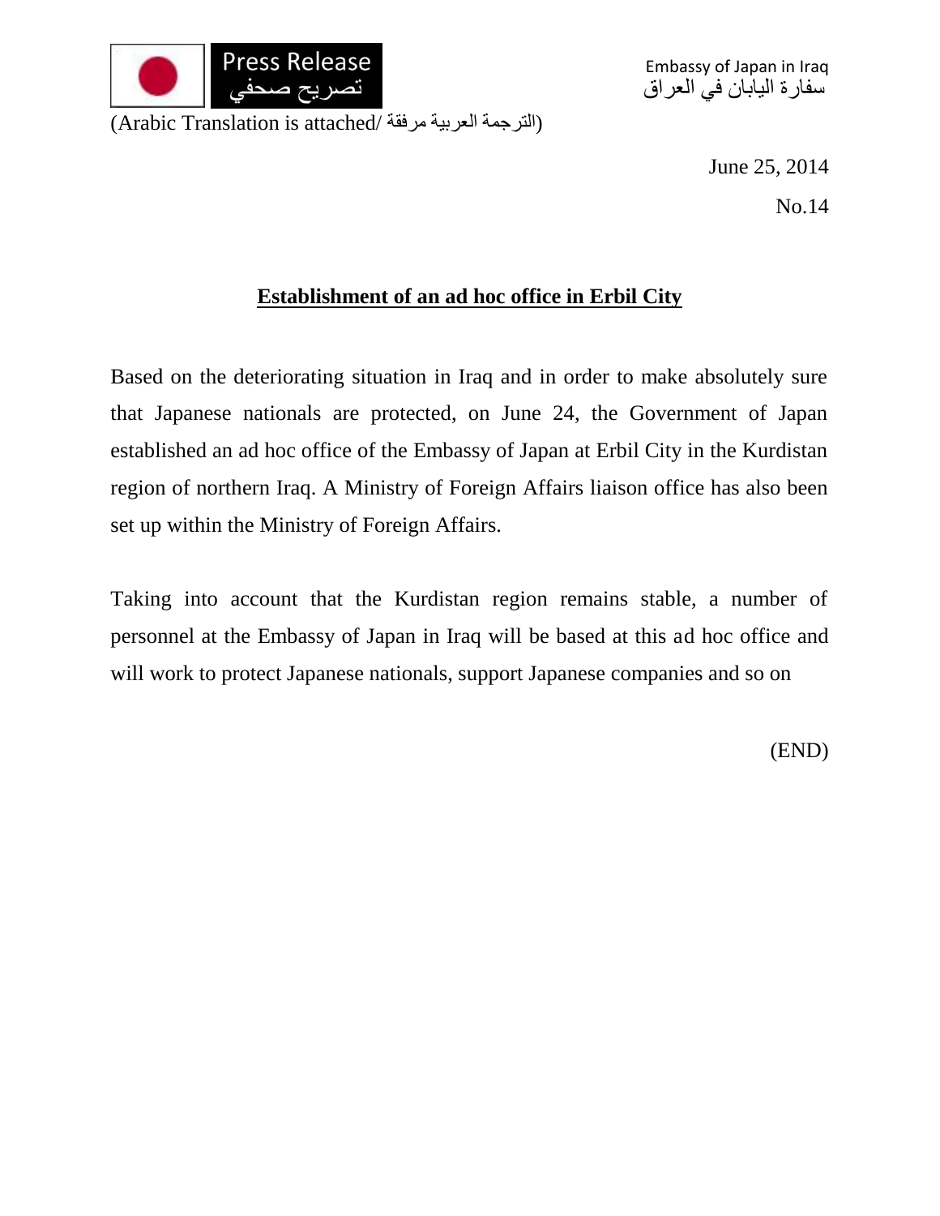Press Release
تصريح صحفي

Embassy of Japan in Iraq
سفارة اليابان في العراق

(Arabic Translation is attached/ الترجمة العربية مرفقة)

June 25, 2014

No.14

## Establishment of an ad hoc office in Erbil City

Based on the deteriorating situation in Iraq and in order to make absolutely sure that Japanese nationals are protected, on June 24, the Government of Japan established an ad hoc office of the Embassy of Japan at Erbil City in the Kurdistan region of northern Iraq. A Ministry of Foreign Affairs liaison office has also been set up within the Ministry of Foreign Affairs.

Taking into account that the Kurdistan region remains stable, a number of personnel at the Embassy of Japan in Iraq will be based at this ad hoc office and will work to protect Japanese nationals, support Japanese companies and so on

(END)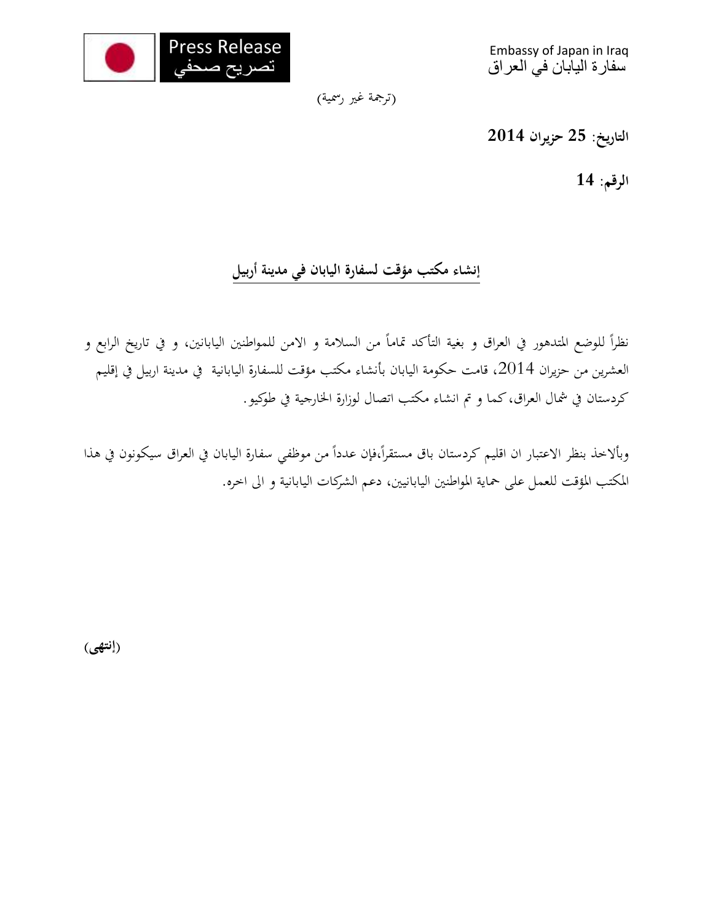Press Release
تصريح صحفي

Embassy of Japan in Iraq
سفارة اليابان في العراق

(ترجمة غير رسمية)

**التاريخ: 25 حزيران 2014**

**الرقم: 14**

## إنشاء مكتب مؤقت لسفارة اليابان في مدينة أربيل

نظراً للوضع المتدهور في العراق و بغية التأكد تماماً من السلامة و الامن للمواطنين اليابانين، و في تاريخ الرابع و العشرين من حزيران 2014، قامت حكومة اليابان بأنشاء مكتب مؤقت للسفارة اليابانية في مدينة اربيل في إقليم كردستان في شمال العراق، كما و تم انشاء مكتب اتصال لوزارة الخارجية في طوكيو.

وبألاخذ بنظر الاعتبار ان اقليم كردستان باق مستقراً،فإن عدداً من موظفي سفارة اليابان في العراق سيكونون في هذا المكتب المؤقت للعمل على حماية المواطنين اليابانيين، دعم الشركات اليابانية و الى اخره.

**(إنتهى)**